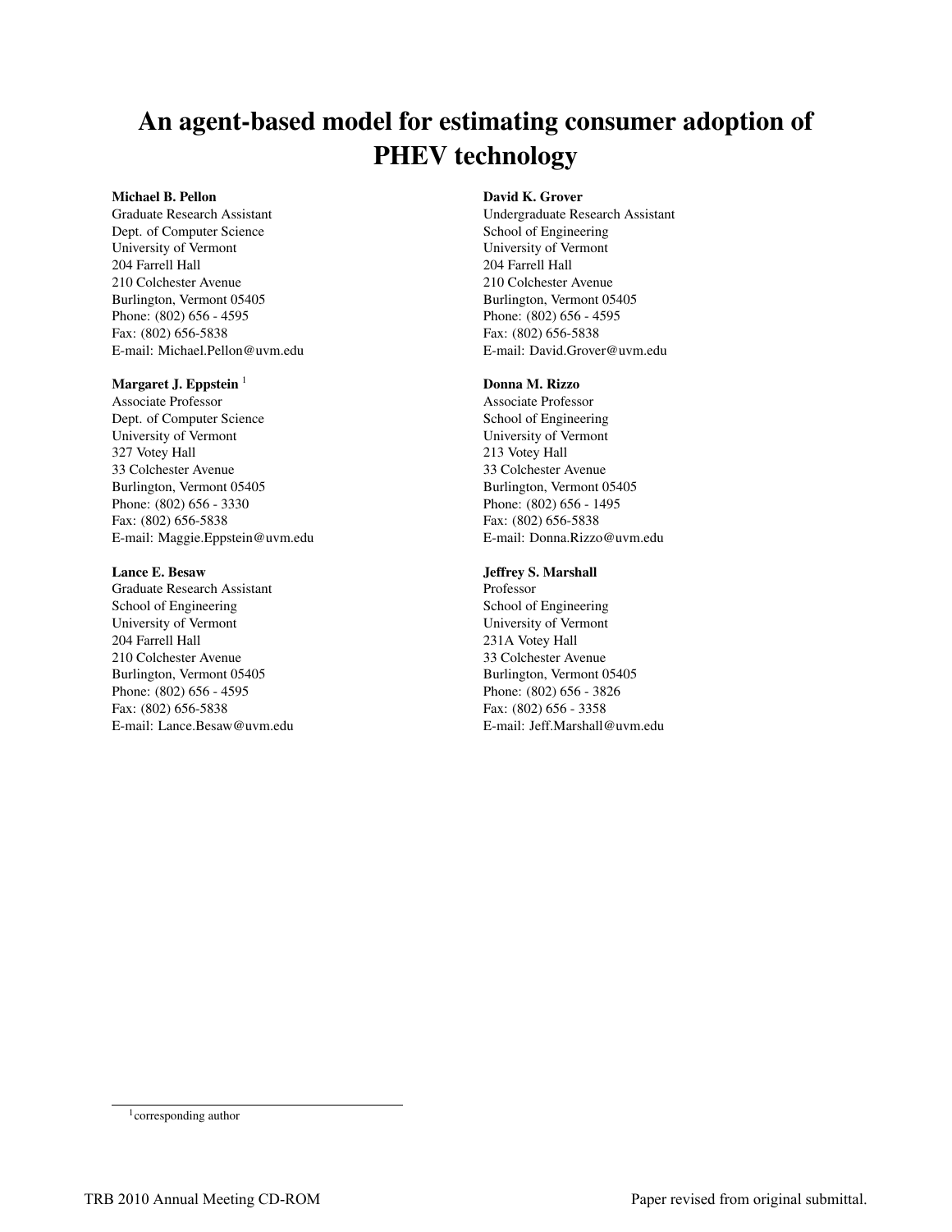# An agent-based model for estimating consumer adoption of PHEV technology

**Michael B. Pellon**
Graduate Research Assistant
Dept. of Computer Science
University of Vermont
204 Farrell Hall
210 Colchester Avenue
Burlington, Vermont 05405
Phone: (802) 656 - 4595
Fax: (802) 656-5838
E-mail: Michael.Pellon@uvm.edu

**Margaret J. Eppstein** [1]
Associate Professor
Dept. of Computer Science
University of Vermont
327 Votey Hall
33 Colchester Avenue
Burlington, Vermont 05405
Phone: (802) 656 - 3330
Fax: (802) 656-5838
E-mail: Maggie.Eppstein@uvm.edu

**Lance E. Besaw**
Graduate Research Assistant
School of Engineering
University of Vermont
204 Farrell Hall
210 Colchester Avenue
Burlington, Vermont 05405
Phone: (802) 656 - 4595
Fax: (802) 656-5838
E-mail: Lance.Besaw@uvm.edu

**David K. Grover**
Undergraduate Research Assistant
School of Engineering
University of Vermont
204 Farrell Hall
210 Colchester Avenue
Burlington, Vermont 05405
Phone: (802) 656 - 4595
Fax: (802) 656-5838
E-mail: David.Grover@uvm.edu

**Donna M. Rizzo**
Associate Professor
School of Engineering
University of Vermont
213 Votey Hall
33 Colchester Avenue
Burlington, Vermont 05405
Phone: (802) 656 - 1495
Fax: (802) 656-5838
E-mail: Donna.Rizzo@uvm.edu

**Jeffrey S. Marshall**
Professor
School of Engineering
University of Vermont
231A Votey Hall
33 Colchester Avenue
Burlington, Vermont 05405
Phone: (802) 656 - 3826
Fax: (802) 656 - 3358
E-mail: Jeff.Marshall@uvm.edu

[1] corresponding author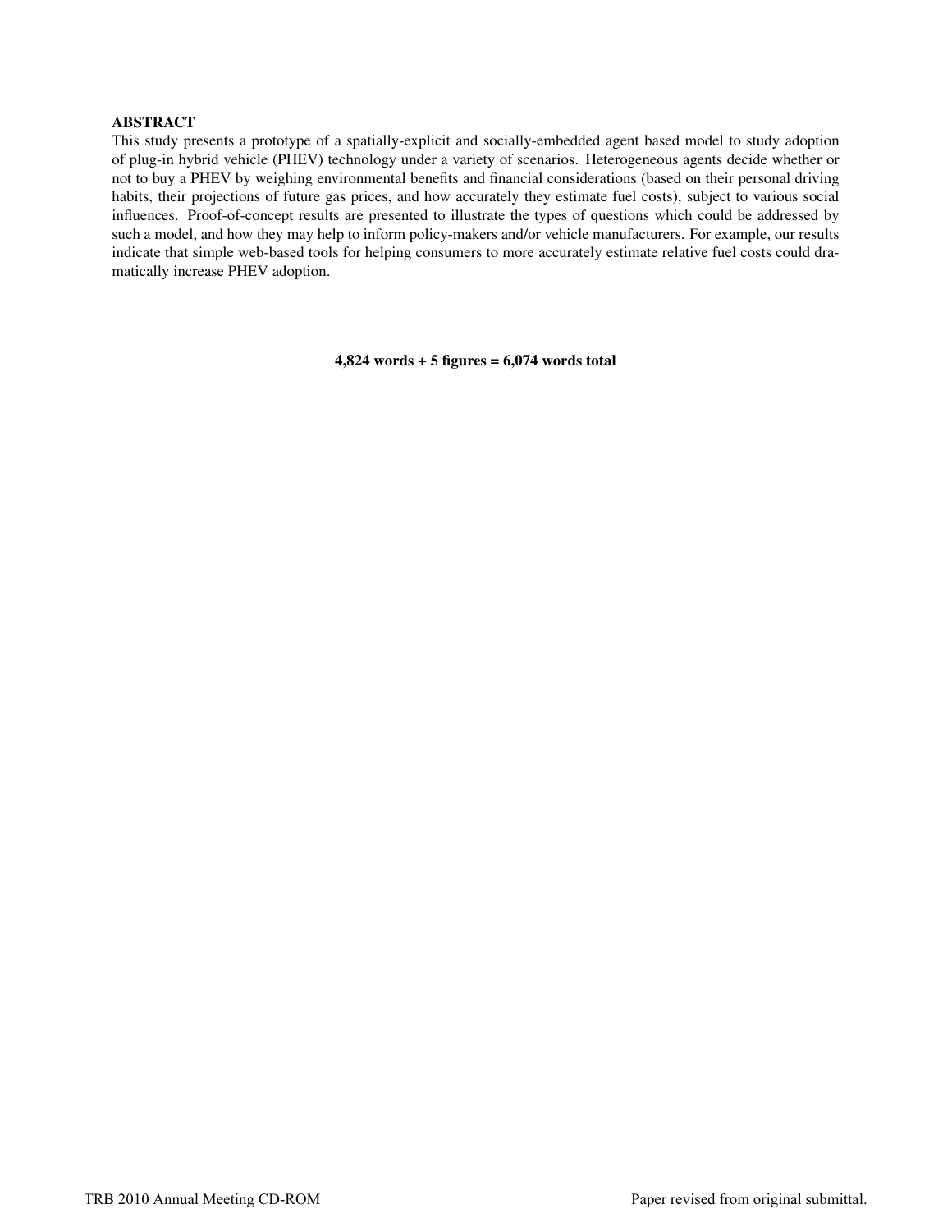**ABSTRACT**

This study presents a prototype of a spatially-explicit and socially-embedded agent based model to study adoption of plug-in hybrid vehicle (PHEV) technology under a variety of scenarios. Heterogeneous agents decide whether or not to buy a PHEV by weighing environmental benefits and financial considerations (based on their personal driving habits, their projections of future gas prices, and how accurately they estimate fuel costs), subject to various social influences. Proof-of-concept results are presented to illustrate the types of questions which could be addressed by such a model, and how they may help to inform policy-makers and/or vehicle manufacturers. For example, our results indicate that simple web-based tools for helping consumers to more accurately estimate relative fuel costs could dramatically increase PHEV adoption.

**4,824 words + 5 figures = 6,074 words total**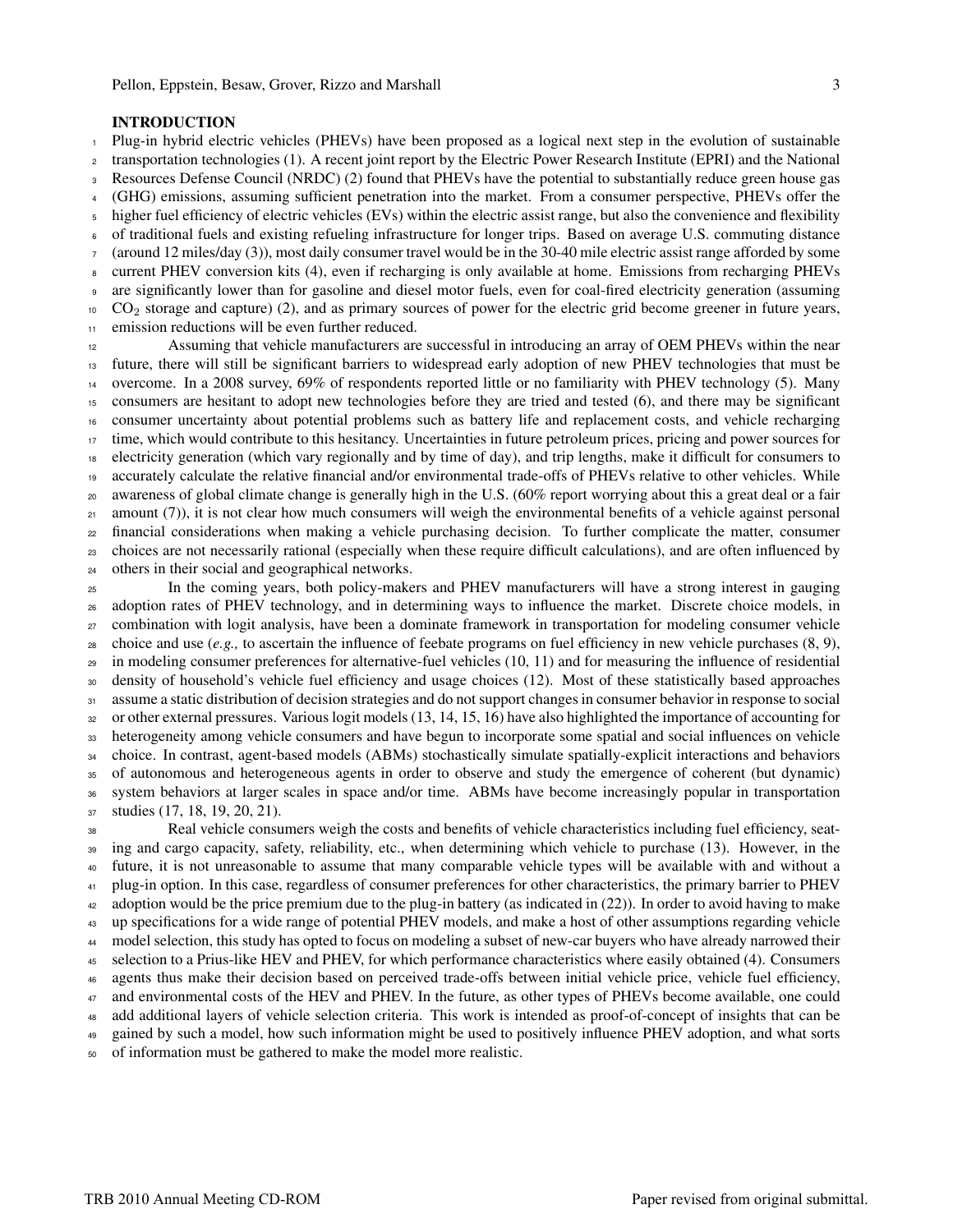## INTRODUCTION

Plug-in hybrid electric vehicles (PHEVs) have been proposed as a logical next step in the evolution of sustainable transportation technologies (1). A recent joint report by the Electric Power Research Institute (EPRI) and the National Resources Defense Council (NRDC) (2) found that PHEVs have the potential to substantially reduce green house gas (GHG) emissions, assuming sufficient penetration into the market. From a consumer perspective, PHEVs offer the higher fuel efficiency of electric vehicles (EVs) within the electric assist range, but also the convenience and flexibility of traditional fuels and existing refueling infrastructure for longer trips. Based on average U.S. commuting distance (around 12 miles/day (3)), most daily consumer travel would be in the 30-40 mile electric assist range afforded by some current PHEV conversion kits (4), even if recharging is only available at home. Emissions from recharging PHEVs are significantly lower than for gasoline and diesel motor fuels, even for coal-fired electricity generation (assuming $CO_2$ storage and capture) (2), and as primary sources of power for the electric grid become greener in future years, emission reductions will be even further reduced.

Assuming that vehicle manufacturers are successful in introducing an array of OEM PHEVs within the near future, there will still be significant barriers to widespread early adoption of new PHEV technologies that must be overcome. In a 2008 survey, 69% of respondents reported little or no familiarity with PHEV technology (5). Many consumers are hesitant to adopt new technologies before they are tried and tested (6), and there may be significant consumer uncertainty about potential problems such as battery life and replacement costs, and vehicle recharging time, which would contribute to this hesitancy. Uncertainties in future petroleum prices, pricing and power sources for electricity generation (which vary regionally and by time of day), and trip lengths, make it difficult for consumers to accurately calculate the relative financial and/or environmental trade-offs of PHEVs relative to other vehicles. While awareness of global climate change is generally high in the U.S. (60% report worrying about this a great deal or a fair amount (7)), it is not clear how much consumers will weigh the environmental benefits of a vehicle against personal financial considerations when making a vehicle purchasing decision. To further complicate the matter, consumer choices are not necessarily rational (especially when these require difficult calculations), and are often influenced by others in their social and geographical networks.

In the coming years, both policy-makers and PHEV manufacturers will have a strong interest in gauging adoption rates of PHEV technology, and in determining ways to influence the market. Discrete choice models, in combination with logit analysis, have been a dominate framework in transportation for modeling consumer vehicle choice and use (*e.g.,* to ascertain the influence of feebate programs on fuel efficiency in new vehicle purchases (8, 9), in modeling consumer preferences for alternative-fuel vehicles (10, 11) and for measuring the influence of residential density of household's vehicle fuel efficiency and usage choices (12). Most of these statistically based approaches assume a static distribution of decision strategies and do not support changes in consumer behavior in response to social or other external pressures. Various logit models (13, 14, 15, 16) have also highlighted the importance of accounting for heterogeneity among vehicle consumers and have begun to incorporate some spatial and social influences on vehicle choice. In contrast, agent-based models (ABMs) stochastically simulate spatially-explicit interactions and behaviors of autonomous and heterogeneous agents in order to observe and study the emergence of coherent (but dynamic) system behaviors at larger scales in space and/or time. ABMs have become increasingly popular in transportation studies (17, 18, 19, 20, 21).

Real vehicle consumers weigh the costs and benefits of vehicle characteristics including fuel efficiency, seating and cargo capacity, safety, reliability, etc., when determining which vehicle to purchase (13). However, in the future, it is not unreasonable to assume that many comparable vehicle types will be available with and without a plug-in option. In this case, regardless of consumer preferences for other characteristics, the primary barrier to PHEV adoption would be the price premium due to the plug-in battery (as indicated in (22)). In order to avoid having to make up specifications for a wide range of potential PHEV models, and make a host of other assumptions regarding vehicle model selection, this study has opted to focus on modeling a subset of new-car buyers who have already narrowed their selection to a Prius-like HEV and PHEV, for which performance characteristics where easily obtained (4). Consumers agents thus make their decision based on perceived trade-offs between initial vehicle price, vehicle fuel efficiency, and environmental costs of the HEV and PHEV. In the future, as other types of PHEVs become available, one could add additional layers of vehicle selection criteria. This work is intended as proof-of-concept of insights that can be gained by such a model, how such information might be used to positively influence PHEV adoption, and what sorts of information must be gathered to make the model more realistic.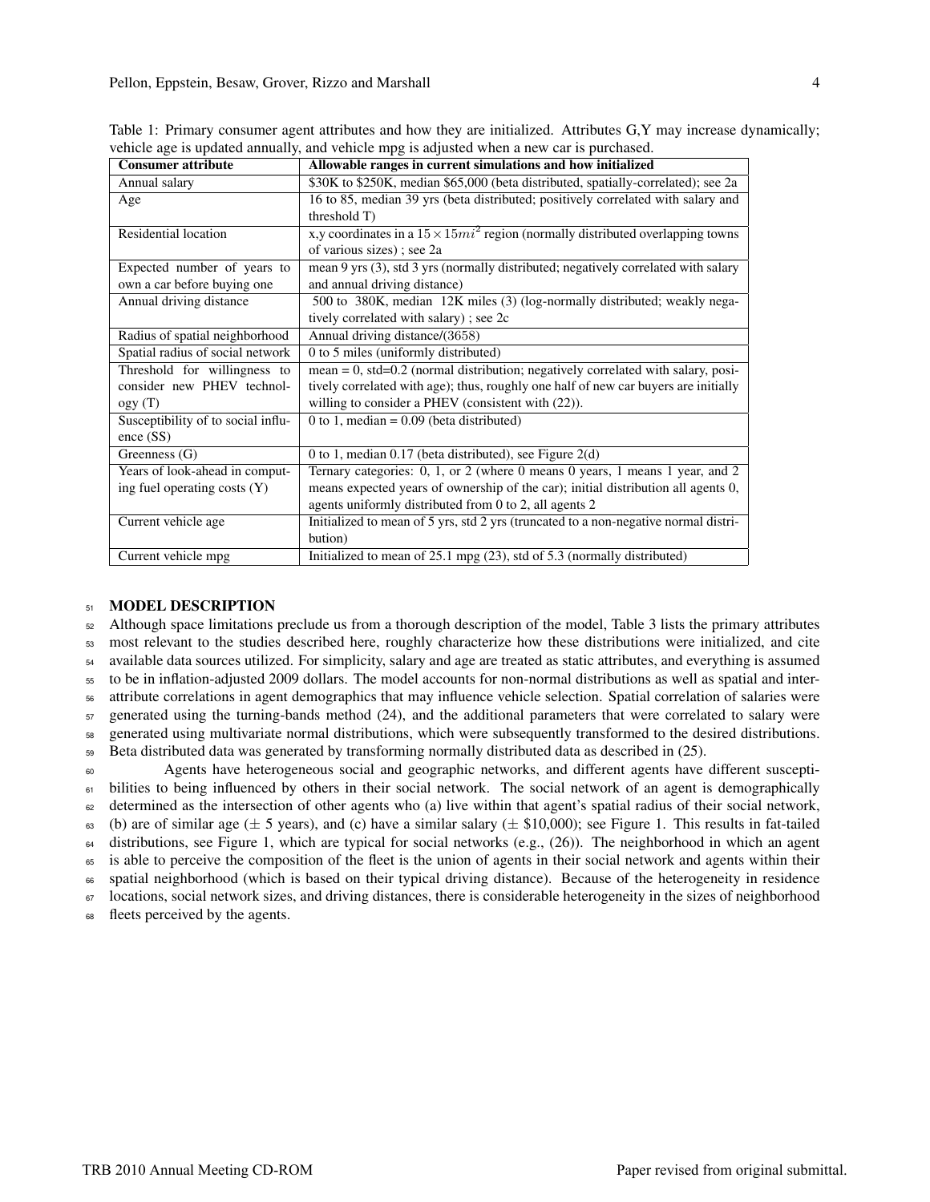Table 1: Primary consumer agent attributes and how they are initialized. Attributes G,Y may increase dynamically; vehicle age is updated annually, and vehicle mpg is adjusted when a new car is purchased.

| Consumer attribute | Allowable ranges in current simulations and how initialized |
| --- | --- |
| Annual salary | $30K to $250K, median $65,000 (beta distributed, spatially-correlated); see 2a |
| Age | 16 to 85, median 39 yrs (beta distributed; positively correlated with salary and threshold T) |
| Residential location | x,y coordinates in a $15 \times 15mi^2$ region (normally distributed overlapping towns of various sizes) ; see 2a |
| Expected number of years to own a car before buying one | mean 9 yrs (3), std 3 yrs (normally distributed; negatively correlated with salary and annual driving distance) |
| Annual driving distance | 500 to 380K, median 12K miles (3) (log-normally distributed; weakly negatively correlated with salary) ; see 2c |
| Radius of spatial neighborhood | Annual driving distance/(3658) |
| Spatial radius of social network | 0 to 5 miles (uniformly distributed) |
| Threshold for willingness to consider new PHEV technology (T) | mean = 0, std=0.2 (normal distribution; negatively correlated with salary, positively correlated with age); thus, roughly one half of new car buyers are initially willing to consider a PHEV (consistent with (22)). |
| Susceptibility of to social influence (SS) | 0 to 1, median = 0.09 (beta distributed) |
| Greenness (G) | 0 to 1, median 0.17 (beta distributed), see Figure 2(d) |
| Years of look-ahead in computing fuel operating costs (Y) | Ternary categories: 0, 1, or 2 (where 0 means 0 years, 1 means 1 year, and 2 means expected years of ownership of the car); initial distribution all agents 0, agents uniformly distributed from 0 to 2, all agents 2 |
| Current vehicle age | Initialized to mean of 5 yrs, std 2 yrs (truncated to a non-negative normal distribution) |
| Current vehicle mpg | Initialized to mean of 25.1 mpg (23), std of 5.3 (normally distributed) |

# MODEL DESCRIPTION

Although space limitations preclude us from a thorough description of the model, Table 3 lists the primary attributes most relevant to the studies described here, roughly characterize how these distributions were initialized, and cite available data sources utilized. For simplicity, salary and age are treated as static attributes, and everything is assumed to be in inflation-adjusted 2009 dollars. The model accounts for non-normal distributions as well as spatial and inter-attribute correlations in agent demographics that may influence vehicle selection. Spatial correlation of salaries were generated using the turning-bands method (24), and the additional parameters that were correlated to salary were generated using multivariate normal distributions, which were subsequently transformed to the desired distributions. Beta distributed data was generated by transforming normally distributed data as described in (25).

Agents have heterogeneous social and geographic networks, and different agents have different susceptibilities to being influenced by others in their social network. The social network of an agent is demographically determined as the intersection of other agents who (a) live within that agent's spatial radius of their social network, (b) are of similar age ($\pm$ 5 years), and (c) have a similar salary ($\pm$ $10,000); see Figure 1. This results in fat-tailed distributions, see Figure 1, which are typical for social networks (e.g., (26)). The neighborhood in which an agent is able to perceive the composition of the fleet is the union of agents in their social network and agents within their spatial neighborhood (which is based on their typical driving distance). Because of the heterogeneity in residence locations, social network sizes, and driving distances, there is considerable heterogeneity in the sizes of neighborhood fleets perceived by the agents.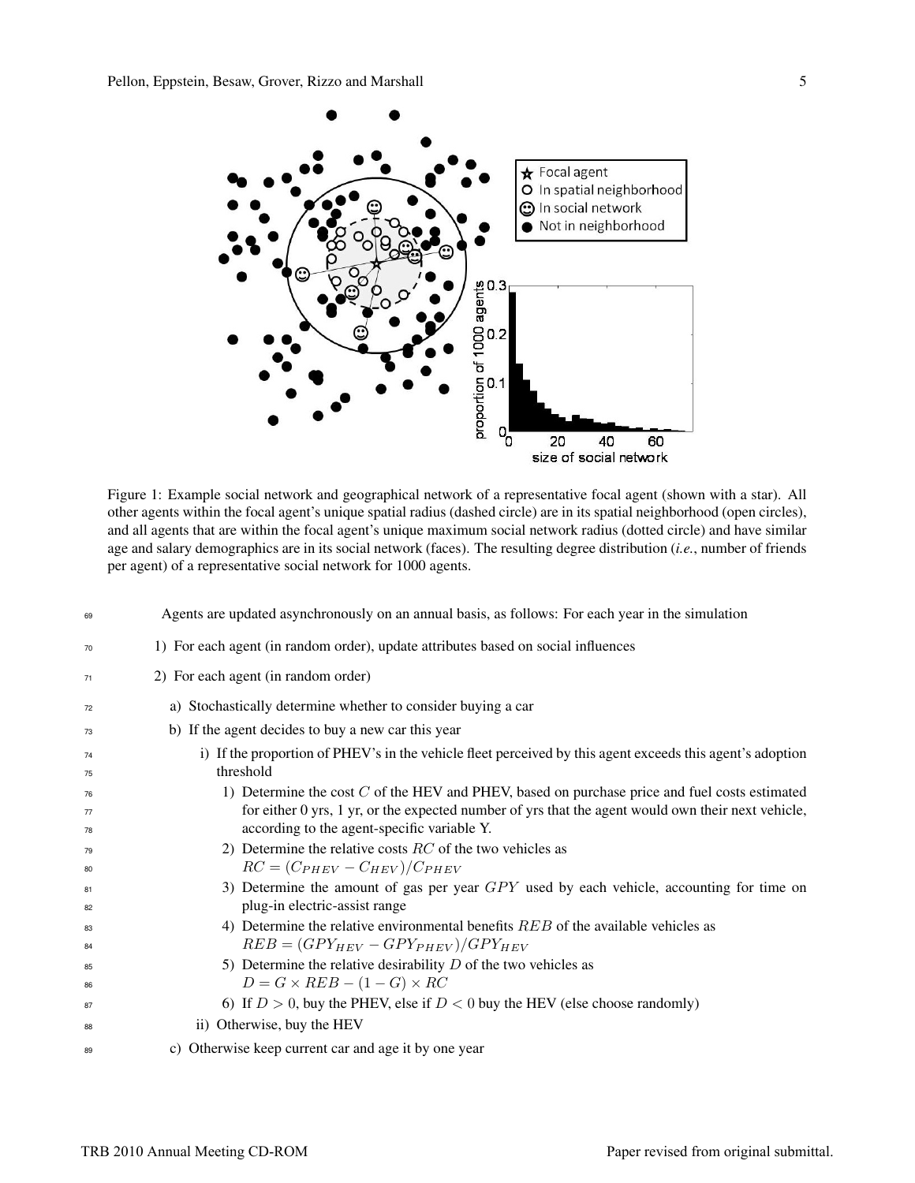Figure 1: Example social network and geographical network of a representative focal agent (shown with a star). All other agents within the focal agent's unique spatial radius (dashed circle) are in its spatial neighborhood (open circles), and all agents that are within the focal agent's unique maximum social network radius (dotted circle) and have similar age and salary demographics are in its social network (faces). The resulting degree distribution (*i.e.*, number of friends per agent) of a representative social network for 1000 agents.

Agents are updated asynchronously on an annual basis, as follows: For each year in the simulation

1) For each agent (in random order), update attributes based on social influences
2) For each agent (in random order)
   a) Stochastically determine whether to consider buying a car
   b) If the agent decides to buy a new car this year
      i) If the proportion of PHEV's in the vehicle fleet perceived by this agent exceeds this agent's adoption threshold
         1) Determine the cost $C$ of the HEV and PHEV, based on purchase price and fuel costs estimated for either 0 yrs, 1 yr, or the expected number of yrs that the agent would own their next vehicle, according to the agent-specific variable Y.
         2) Determine the relative costs $RC$ of the two vehicles as $RC = (C_{PHEV} - C_{HEV})/C_{PHEV}$
         3) Determine the amount of gas per year $GPY$ used by each vehicle, accounting for time on plug-in electric-assist range
         4) Determine the relative environmental benefits $REB$ of the available vehicles as $REB = (GPY_{HEV} - GPY_{PHEV})/GPY_{HEV}$
         5) Determine the relative desirability $D$ of the two vehicles as $D = G \times REB - (1 - G) \times RC$
         6) If $D > 0$, buy the PHEV, else if $D < 0$ buy the HEV (else choose randomly)
      ii) Otherwise, buy the HEV
   c) Otherwise keep current car and age it by one year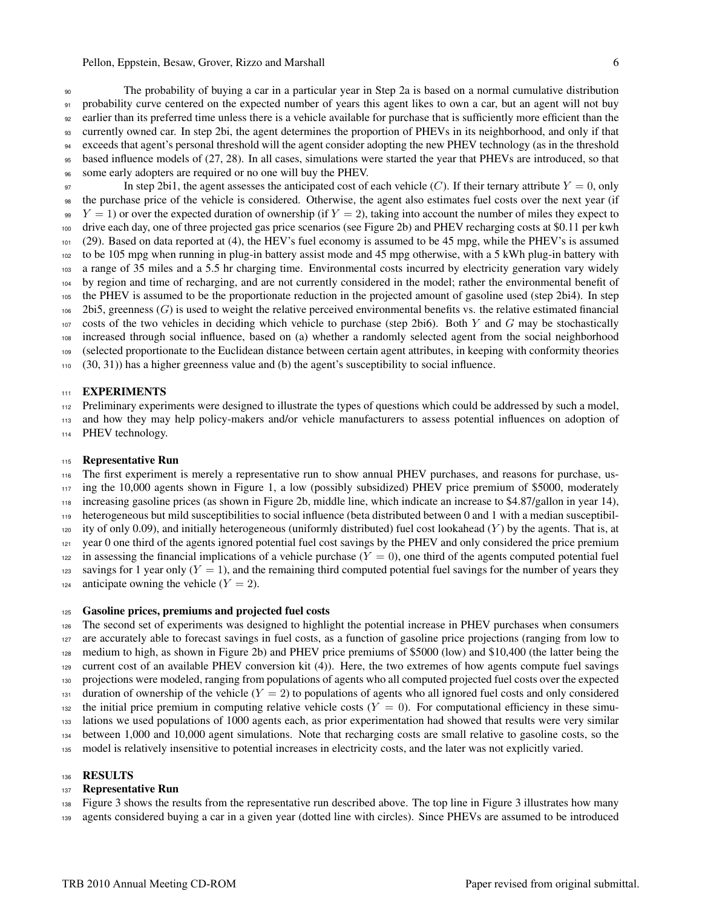The probability of buying a car in a particular year in Step 2a is based on a normal cumulative distribution probability curve centered on the expected number of years this agent likes to own a car, but an agent will not buy earlier than its preferred time unless there is a vehicle available for purchase that is sufficiently more efficient than the currently owned car. In step 2bi, the agent determines the proportion of PHEVs in its neighborhood, and only if that exceeds that agent's personal threshold will the agent consider adopting the new PHEV technology (as in the threshold based influence models of (27, 28). In all cases, simulations were started the year that PHEVs are introduced, so that some early adopters are required or no one will buy the PHEV.

In step 2bi1, the agent assesses the anticipated cost of each vehicle ($C$). If their ternary attribute $Y = 0$, only the purchase price of the vehicle is considered. Otherwise, the agent also estimates fuel costs over the next year (if $Y = 1$) or over the expected duration of ownership (if $Y = 2$), taking into account the number of miles they expect to drive each day, one of three projected gas price scenarios (see Figure 2b) and PHEV recharging costs at \$0.11 per kwh (29). Based on data reported at (4), the HEV's fuel economy is assumed to be 45 mpg, while the PHEV's is assumed to be 105 mpg when running in plug-in battery assist mode and 45 mpg otherwise, with a 5 kWh plug-in battery with a range of 35 miles and a 5.5 hr charging time. Environmental costs incurred by electricity generation vary widely by region and time of recharging, and are not currently considered in the model; rather the environmental benefit of the PHEV is assumed to be the proportionate reduction in the projected amount of gasoline used (step 2bi4). In step 2bi5, greenness ($G$) is used to weight the relative perceived environmental benefits vs. the relative estimated financial costs of the two vehicles in deciding which vehicle to purchase (step 2bi6). Both $Y$ and $G$ may be stochastically increased through social influence, based on (a) whether a randomly selected agent from the social neighborhood (selected proportionate to the Euclidean distance between certain agent attributes, in keeping with conformity theories (30, 31)) has a higher greenness value and (b) the agent's susceptibility to social influence.

## EXPERIMENTS

Preliminary experiments were designed to illustrate the types of questions which could be addressed by such a model, and how they may help policy-makers and/or vehicle manufacturers to assess potential influences on adoption of PHEV technology.

### Representative Run

The first experiment is merely a representative run to show annual PHEV purchases, and reasons for purchase, using the 10,000 agents shown in Figure 1, a low (possibly subsidized) PHEV price premium of \$5000, moderately increasing gasoline prices (as shown in Figure 2b, middle line, which indicate an increase to \$4.87/gallon in year 14), heterogeneous but mild susceptibilities to social influence (beta distributed between 0 and 1 with a median susceptibility of only 0.09), and initially heterogeneous (uniformly distributed) fuel cost lookahead ($Y$) by the agents. That is, at year 0 one third of the agents ignored potential fuel cost savings by the PHEV and only considered the price premium in assessing the financial implications of a vehicle purchase ($Y = 0$), one third of the agents computed potential fuel savings for 1 year only ($Y = 1$), and the remaining third computed potential fuel savings for the number of years they anticipate owning the vehicle ($Y = 2$).

### Gasoline prices, premiums and projected fuel costs

The second set of experiments was designed to highlight the potential increase in PHEV purchases when consumers are accurately able to forecast savings in fuel costs, as a function of gasoline price projections (ranging from low to medium to high, as shown in Figure 2b) and PHEV price premiums of \$5000 (low) and \$10,400 (the latter being the current cost of an available PHEV conversion kit (4)). Here, the two extremes of how agents compute fuel savings projections were modeled, ranging from populations of agents who all computed projected fuel costs over the expected duration of ownership of the vehicle ($Y = 2$) to populations of agents who all ignored fuel costs and only considered the initial price premium in computing relative vehicle costs ($Y = 0$). For computational efficiency in these simulations we used populations of 1000 agents each, as prior experimentation had showed that results were very similar between 1,000 and 10,000 agent simulations. Note that recharging costs are small relative to gasoline costs, so the model is relatively insensitive to potential increases in electricity costs, and the later was not explicitly varied.

## RESULTS

### Representative Run

Figure 3 shows the results from the representative run described above. The top line in Figure 3 illustrates how many agents considered buying a car in a given year (dotted line with circles). Since PHEVs are assumed to be introduced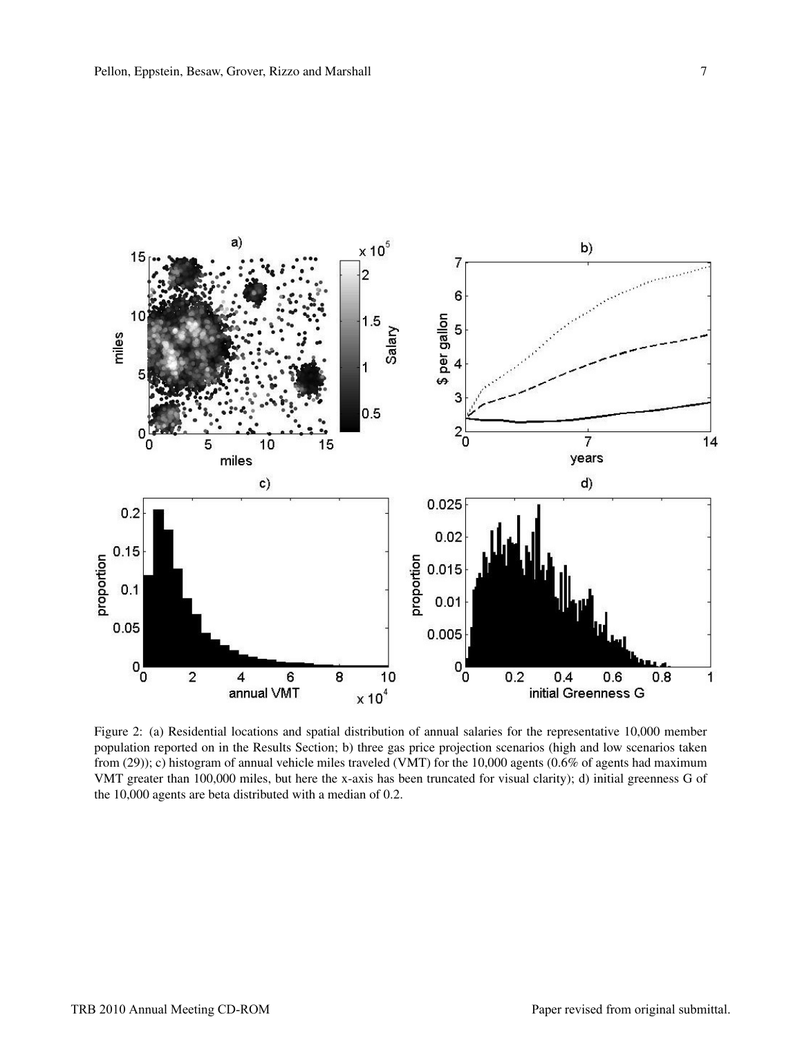Figure 2: (a) Residential locations and spatial distribution of annual salaries for the representative 10,000 member population reported on in the Results Section; b) three gas price projection scenarios (high and low scenarios taken from (29)); c) histogram of annual vehicle miles traveled (VMT) for the 10,000 agents (0.6% of agents had maximum VMT greater than 100,000 miles, but here the x-axis has been truncated for visual clarity); d) initial greenness G of the 10,000 agents are beta distributed with a median of 0.2.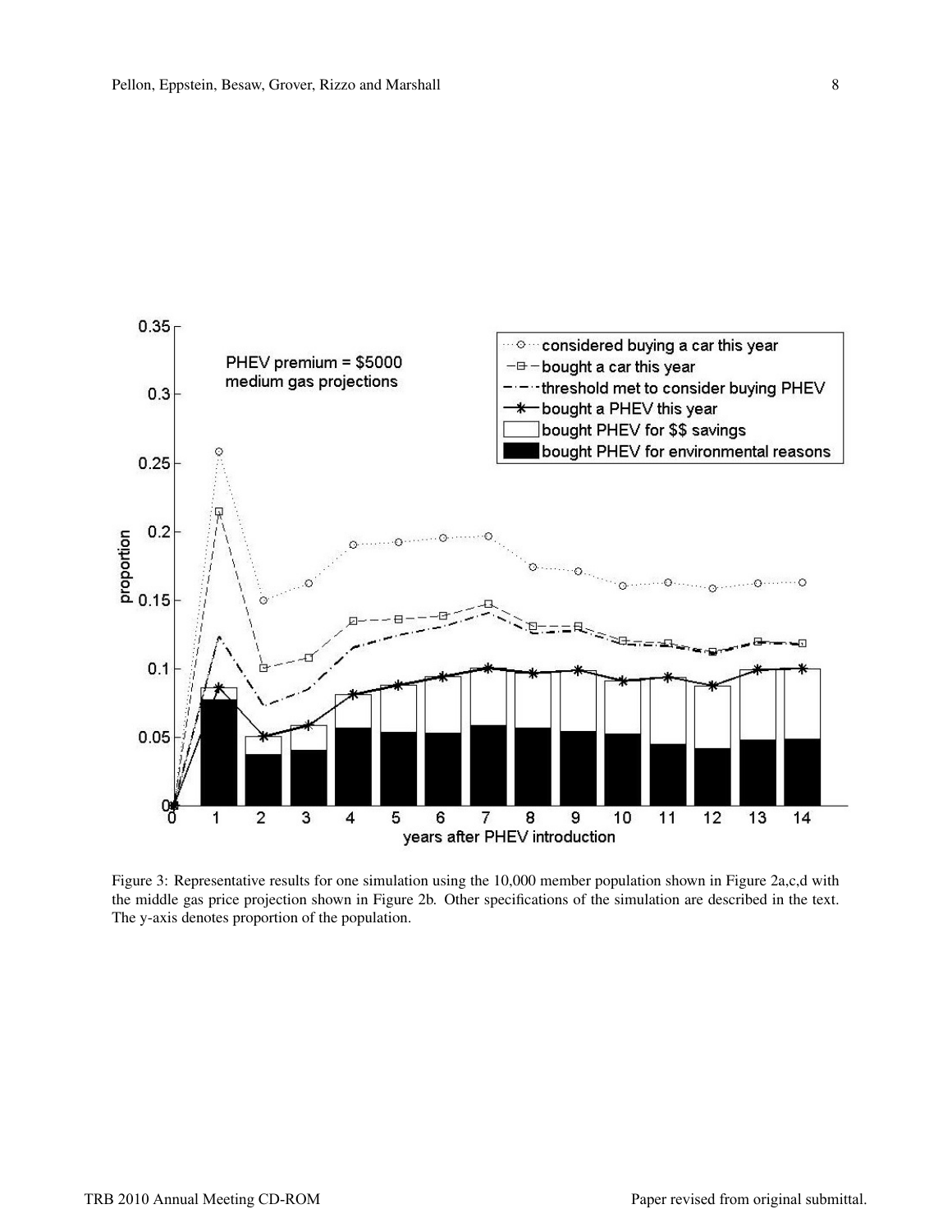Figure 3: Representative results for one simulation using the 10,000 member population shown in Figure 2a,c,d with the middle gas price projection shown in Figure 2b. Other specifications of the simulation are described in the text. The y-axis denotes proportion of the population.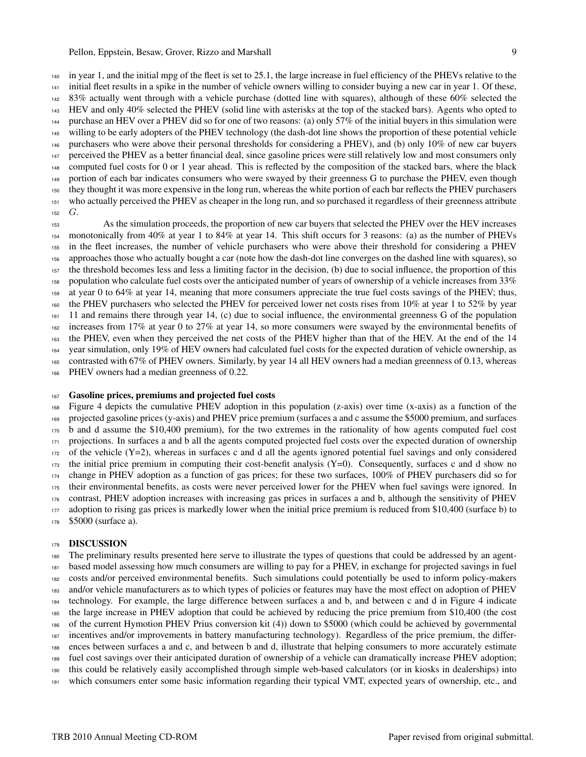in year 1, and the initial mpg of the fleet is set to 25.1, the large increase in fuel efficiency of the PHEVs relative to the initial fleet results in a spike in the number of vehicle owners willing to consider buying a new car in year 1. Of these, 83% actually went through with a vehicle purchase (dotted line with squares), although of these 60% selected the HEV and only 40% selected the PHEV (solid line with asterisks at the top of the stacked bars). Agents who opted to purchase an HEV over a PHEV did so for one of two reasons: (a) only 57% of the initial buyers in this simulation were willing to be early adopters of the PHEV technology (the dash-dot line shows the proportion of these potential vehicle purchasers who were above their personal thresholds for considering a PHEV), and (b) only 10% of new car buyers perceived the PHEV as a better financial deal, since gasoline prices were still relatively low and most consumers only computed fuel costs for 0 or 1 year ahead. This is reflected by the composition of the stacked bars, where the black portion of each bar indicates consumers who were swayed by their greenness G to purchase the PHEV, even though they thought it was more expensive in the long run, whereas the white portion of each bar reflects the PHEV purchasers who actually perceived the PHEV as cheaper in the long run, and so purchased it regardless of their greenness attribute $G$.

As the simulation proceeds, the proportion of new car buyers that selected the PHEV over the HEV increases monotonically from 40% at year 1 to 84% at year 14. This shift occurs for 3 reasons: (a) as the number of PHEVs in the fleet increases, the number of vehicle purchasers who were above their threshold for considering a PHEV approaches those who actually bought a car (note how the dash-dot line converges on the dashed line with squares), so the threshold becomes less and less a limiting factor in the decision, (b) due to social influence, the proportion of this population who calculate fuel costs over the anticipated number of years of ownership of a vehicle increases from 33% at year 0 to 64% at year 14, meaning that more consumers appreciate the true fuel costs savings of the PHEV; thus, the PHEV purchasers who selected the PHEV for perceived lower net costs rises from 10% at year 1 to 52% by year 11 and remains there through year 14, (c) due to social influence, the environmental greenness G of the population increases from 17% at year 0 to 27% at year 14, so more consumers were swayed by the environmental benefits of the PHEV, even when they perceived the net costs of the PHEV higher than that of the HEV. At the end of the 14 year simulation, only 19% of HEV owners had calculated fuel costs for the expected duration of vehicle ownership, as contrasted with 67% of PHEV owners. Similarly, by year 14 all HEV owners had a median greenness of 0.13, whereas PHEV owners had a median greenness of 0.22.

### Gasoline prices, premiums and projected fuel costs

Figure 4 depicts the cumulative PHEV adoption in this population (z-axis) over time (x-axis) as a function of the projected gasoline prices (y-axis) and PHEV price premium (surfaces a and c assume the \$5000 premium, and surfaces b and d assume the \$10,400 premium), for the two extremes in the rationality of how agents computed fuel cost projections. In surfaces a and b all the agents computed projected fuel costs over the expected duration of ownership of the vehicle ($Y$=2), whereas in surfaces c and d all the agents ignored potential fuel savings and only considered the initial price premium in computing their cost-benefit analysis ($Y$=0). Consequently, surfaces c and d show no change in PHEV adoption as a function of gas prices; for these two surfaces, 100% of PHEV purchasers did so for their environmental benefits, as costs were never perceived lower for the PHEV when fuel savings were ignored. In contrast, PHEV adoption increases with increasing gas prices in surfaces a and b, although the sensitivity of PHEV adoption to rising gas prices is markedly lower when the initial price premium is reduced from \$10,400 (surface b) to \$5000 (surface a).

## DISCUSSION

The preliminary results presented here serve to illustrate the types of questions that could be addressed by an agent-based model assessing how much consumers are willing to pay for a PHEV, in exchange for projected savings in fuel costs and/or perceived environmental benefits. Such simulations could potentially be used to inform policy-makers and/or vehicle manufacturers as to which types of policies or features may have the most effect on adoption of PHEV technology. For example, the large difference between surfaces a and b, and between c and d in Figure 4 indicate the large increase in PHEV adoption that could be achieved by reducing the price premium from \$10,400 (the cost of the current Hymotion PHEV Prius conversion kit (4)) down to \$5000 (which could be achieved by governmental incentives and/or improvements in battery manufacturing technology). Regardless of the price premium, the differences between surfaces a and c, and between b and d, illustrate that helping consumers to more accurately estimate fuel cost savings over their anticipated duration of ownership of a vehicle can dramatically increase PHEV adoption; this could be relatively easily accomplished through simple web-based calculators (or in kiosks in dealerships) into which consumers enter some basic information regarding their typical VMT, expected years of ownership, etc., and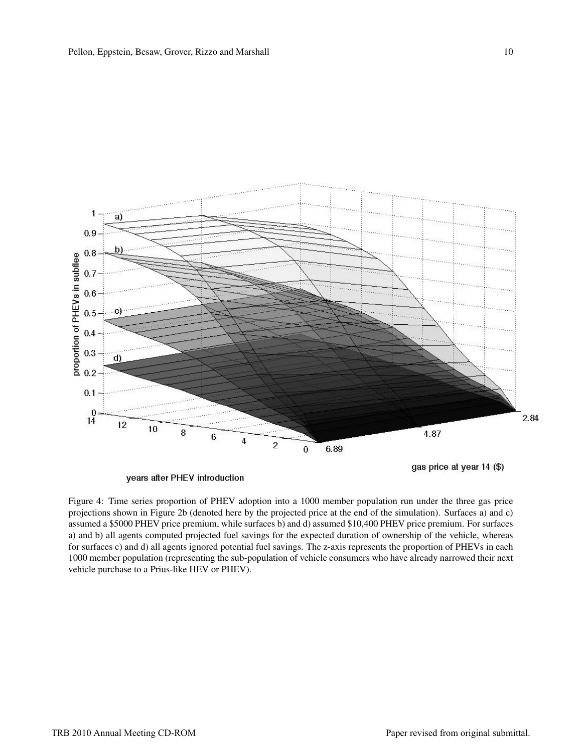Figure 4: Time series proportion of PHEV adoption into a 1000 member population run under the three gas price projections shown in Figure 2b (denoted here by the projected price at the end of the simulation). Surfaces a) and c) assumed a $5000 PHEV price premium, while surfaces b) and d) assumed $10,400 PHEV price premium. For surfaces a) and b) all agents computed projected fuel savings for the expected duration of ownership of the vehicle, whereas for surfaces c) and d) all agents ignored potential fuel savings. The z-axis represents the proportion of PHEVs in each 1000 member population (representing the sub-population of vehicle consumers who have already narrowed their next vehicle purchase to a Prius-like HEV or PHEV).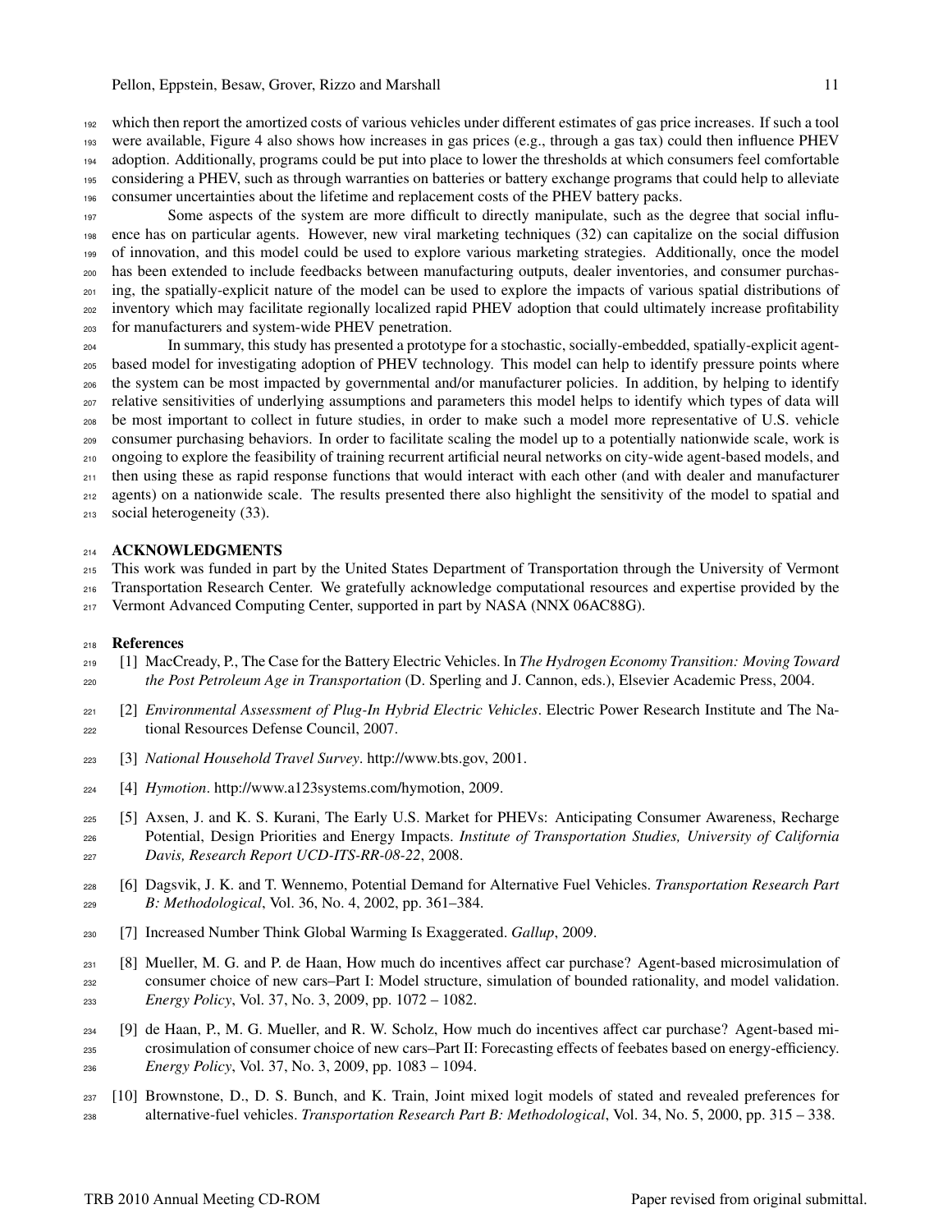which then report the amortized costs of various vehicles under different estimates of gas price increases. If such a tool were available, Figure 4 also shows how increases in gas prices (e.g., through a gas tax) could then influence PHEV adoption. Additionally, programs could be put into place to lower the thresholds at which consumers feel comfortable considering a PHEV, such as through warranties on batteries or battery exchange programs that could help to alleviate consumer uncertainties about the lifetime and replacement costs of the PHEV battery packs.

Some aspects of the system are more difficult to directly manipulate, such as the degree that social influence has on particular agents. However, new viral marketing techniques (32) can capitalize on the social diffusion of innovation, and this model could be used to explore various marketing strategies. Additionally, once the model has been extended to include feedbacks between manufacturing outputs, dealer inventories, and consumer purchasing, the spatially-explicit nature of the model can be used to explore the impacts of various spatial distributions of inventory which may facilitate regionally localized rapid PHEV adoption that could ultimately increase profitability for manufacturers and system-wide PHEV penetration.

In summary, this study has presented a prototype for a stochastic, socially-embedded, spatially-explicit agent-based model for investigating adoption of PHEV technology. This model can help to identify pressure points where the system can be most impacted by governmental and/or manufacturer policies. In addition, by helping to identify relative sensitivities of underlying assumptions and parameters this model helps to identify which types of data will be most important to collect in future studies, in order to make such a model more representative of U.S. vehicle consumer purchasing behaviors. In order to facilitate scaling the model up to a potentially nationwide scale, work is ongoing to explore the feasibility of training recurrent artificial neural networks on city-wide agent-based models, and then using these as rapid response functions that would interact with each other (and with dealer and manufacturer agents) on a nationwide scale. The results presented there also highlight the sensitivity of the model to spatial and social heterogeneity (33).

## ACKNOWLEDGMENTS

This work was funded in part by the United States Department of Transportation through the University of Vermont Transportation Research Center. We gratefully acknowledge computational resources and expertise provided by the Vermont Advanced Computing Center, supported in part by NASA (NNX 06AC88G).

## References

[1] MacCready, P., The Case for the Battery Electric Vehicles. In *The Hydrogen Economy Transition: Moving Toward the Post Petroleum Age in Transportation* (D. Sperling and J. Cannon, eds.), Elsevier Academic Press, 2004.

[2] *Environmental Assessment of Plug-In Hybrid Electric Vehicles*. Electric Power Research Institute and The National Resources Defense Council, 2007.

[3] *National Household Travel Survey*. http://www.bts.gov, 2001.

[4] *Hymotion*. http://www.a123systems.com/hymotion, 2009.

[5] Axsen, J. and K. S. Kurani, The Early U.S. Market for PHEVs: Anticipating Consumer Awareness, Recharge Potential, Design Priorities and Energy Impacts. *Institute of Transportation Studies, University of California Davis, Research Report UCD-ITS-RR-08-22*, 2008.

[6] Dagsvik, J. K. and T. Wennemo, Potential Demand for Alternative Fuel Vehicles. *Transportation Research Part B: Methodological*, Vol. 36, No. 4, 2002, pp. 361–384.

[7] Increased Number Think Global Warming Is Exaggerated. *Gallup*, 2009.

[8] Mueller, M. G. and P. de Haan, How much do incentives affect car purchase? Agent-based microsimulation of consumer choice of new cars–Part I: Model structure, simulation of bounded rationality, and model validation. *Energy Policy*, Vol. 37, No. 3, 2009, pp. 1072 – 1082.

[9] de Haan, P., M. G. Mueller, and R. W. Scholz, How much do incentives affect car purchase? Agent-based microsimulation of consumer choice of new cars–Part II: Forecasting effects of feebates based on energy-efficiency. *Energy Policy*, Vol. 37, No. 3, 2009, pp. 1083 – 1094.

[10] Brownstone, D., D. S. Bunch, and K. Train, Joint mixed logit models of stated and revealed preferences for alternative-fuel vehicles. *Transportation Research Part B: Methodological*, Vol. 34, No. 5, 2000, pp. 315 – 338.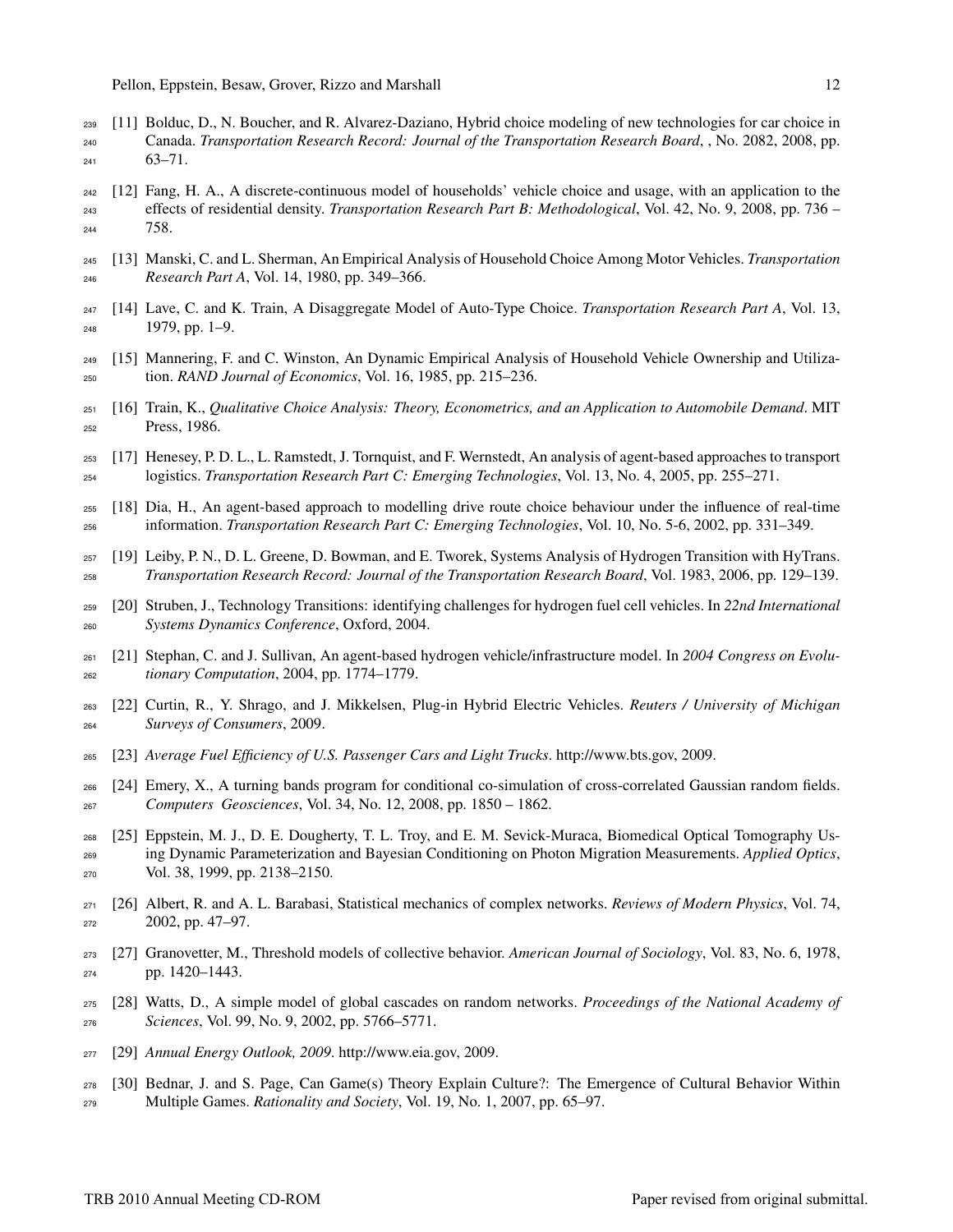[11] Bolduc, D., N. Boucher, and R. Alvarez-Daziano, Hybrid choice modeling of new technologies for car choice in Canada. *Transportation Research Record: Journal of the Transportation Research Board*, , No. 2082, 2008, pp. 63–71.

[12] Fang, H. A., A discrete-continuous model of households' vehicle choice and usage, with an application to the effects of residential density. *Transportation Research Part B: Methodological*, Vol. 42, No. 9, 2008, pp. 736 – 758.

[13] Manski, C. and L. Sherman, An Empirical Analysis of Household Choice Among Motor Vehicles. *Transportation Research Part A*, Vol. 14, 1980, pp. 349–366.

[14] Lave, C. and K. Train, A Disaggregate Model of Auto-Type Choice. *Transportation Research Part A*, Vol. 13, 1979, pp. 1–9.

[15] Mannering, F. and C. Winston, An Dynamic Empirical Analysis of Household Vehicle Ownership and Utilization. *RAND Journal of Economics*, Vol. 16, 1985, pp. 215–236.

[16] Train, K., *Qualitative Choice Analysis: Theory, Econometrics, and an Application to Automobile Demand*. MIT Press, 1986.

[17] Henesey, P. D. L., L. Ramstedt, J. Tornquist, and F. Wernstedt, An analysis of agent-based approaches to transport logistics. *Transportation Research Part C: Emerging Technologies*, Vol. 13, No. 4, 2005, pp. 255–271.

[18] Dia, H., An agent-based approach to modelling drive route choice behaviour under the influence of real-time information. *Transportation Research Part C: Emerging Technologies*, Vol. 10, No. 5-6, 2002, pp. 331–349.

[19] Leiby, P. N., D. L. Greene, D. Bowman, and E. Tworek, Systems Analysis of Hydrogen Transition with HyTrans. *Transportation Research Record: Journal of the Transportation Research Board*, Vol. 1983, 2006, pp. 129–139.

[20] Struben, J., Technology Transitions: identifying challenges for hydrogen fuel cell vehicles. In *22nd International Systems Dynamics Conference*, Oxford, 2004.

[21] Stephan, C. and J. Sullivan, An agent-based hydrogen vehicle/infrastructure model. In *2004 Congress on Evolutionary Computation*, 2004, pp. 1774–1779.

[22] Curtin, R., Y. Shrago, and J. Mikkelsen, Plug-in Hybrid Electric Vehicles. *Reuters / University of Michigan Surveys of Consumers*, 2009.

[23] *Average Fuel Efficiency of U.S. Passenger Cars and Light Trucks*. http://www.bts.gov, 2009.

[24] Emery, X., A turning bands program for conditional co-simulation of cross-correlated Gaussian random fields. *Computers Geosciences*, Vol. 34, No. 12, 2008, pp. 1850 – 1862.

[25] Eppstein, M. J., D. E. Dougherty, T. L. Troy, and E. M. Sevick-Muraca, Biomedical Optical Tomography Using Dynamic Parameterization and Bayesian Conditioning on Photon Migration Measurements. *Applied Optics*, Vol. 38, 1999, pp. 2138–2150.

[26] Albert, R. and A. L. Barabasi, Statistical mechanics of complex networks. *Reviews of Modern Physics*, Vol. 74, 2002, pp. 47–97.

[27] Granovetter, M., Threshold models of collective behavior. *American Journal of Sociology*, Vol. 83, No. 6, 1978, pp. 1420–1443.

[28] Watts, D., A simple model of global cascades on random networks. *Proceedings of the National Academy of Sciences*, Vol. 99, No. 9, 2002, pp. 5766–5771.

[29] *Annual Energy Outlook, 2009*. http://www.eia.gov, 2009.

[30] Bednar, J. and S. Page, Can Game(s) Theory Explain Culture?: The Emergence of Cultural Behavior Within Multiple Games. *Rationality and Society*, Vol. 19, No. 1, 2007, pp. 65–97.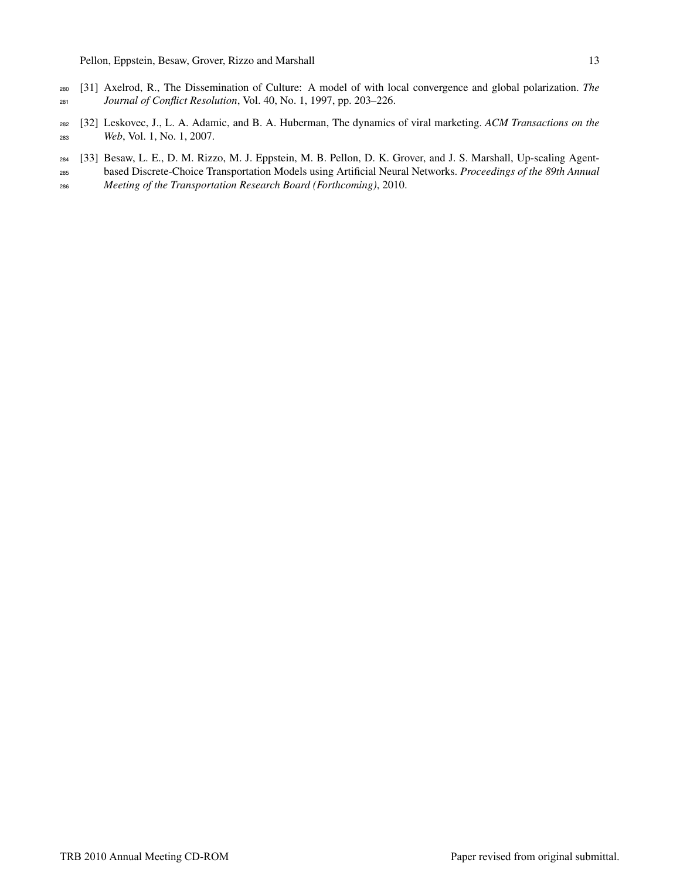[31] Axelrod, R., The Dissemination of Culture: A model of with local convergence and global polarization. *The Journal of Conflict Resolution*, Vol. 40, No. 1, 1997, pp. 203–226.

[32] Leskovec, J., L. A. Adamic, and B. A. Huberman, The dynamics of viral marketing. *ACM Transactions on the Web*, Vol. 1, No. 1, 2007.

[33] Besaw, L. E., D. M. Rizzo, M. J. Eppstein, M. B. Pellon, D. K. Grover, and J. S. Marshall, Up-scaling Agent-based Discrete-Choice Transportation Models using Artificial Neural Networks. *Proceedings of the 89th Annual Meeting of the Transportation Research Board (Forthcoming)*, 2010.